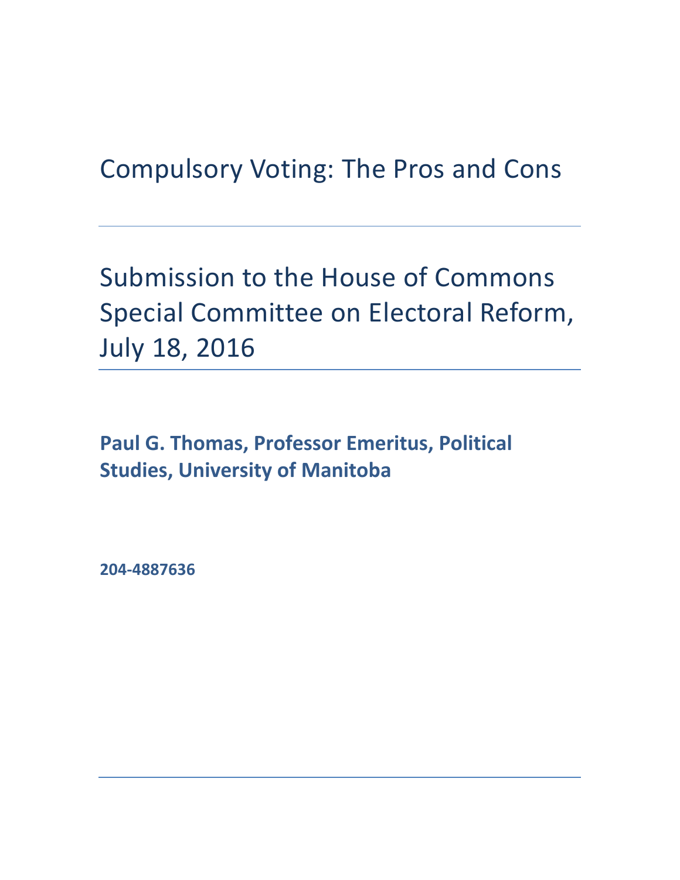# Compulsory Voting: The Pros and Cons

## Submission to the House of Commons Special Committee on Electoral Reform, July 18, 2016

**Paul G. Thomas, Professor Emeritus, Political Studies, University of Manitoba**

**204-4887636**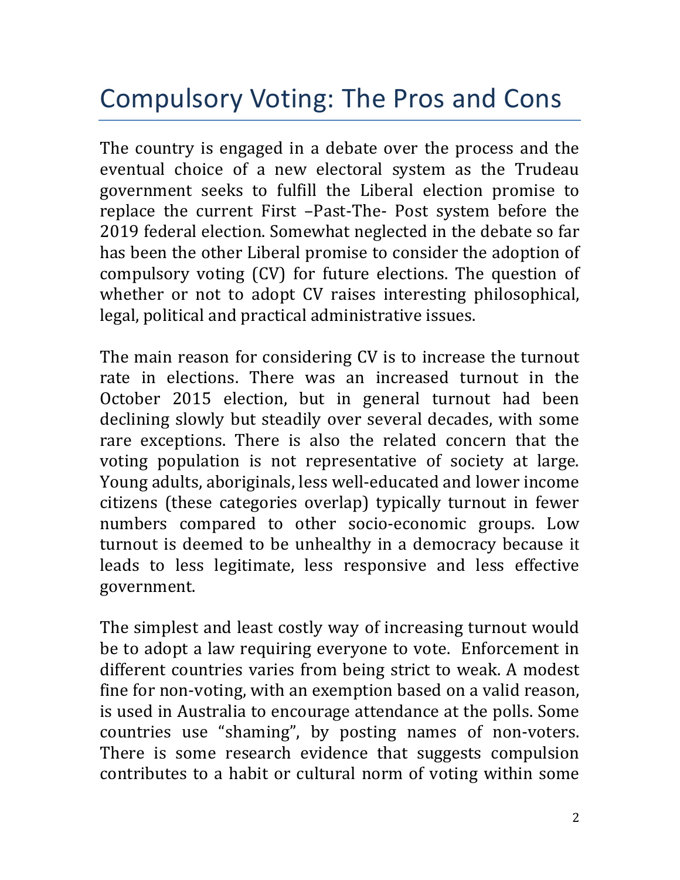# Compulsory Voting: The Pros and Cons

The country is engaged in a debate over the process and the eventual choice of a new electoral system as the Trudeau government seeks to fulfill the Liberal election promise to replace the current First –Past-The- Post system before the 2019 federal election. Somewhat neglected in the debate so far has been the other Liberal promise to consider the adoption of compulsory voting (CV) for future elections. The question of whether or not to adopt CV raises interesting philosophical, legal, political and practical administrative issues.

The main reason for considering CV is to increase the turnout rate in elections. There was an increased turnout in the October 2015 election, but in general turnout had been declining slowly but steadily over several decades, with some rare exceptions. There is also the related concern that the voting population is not representative of society at large. Young adults, aboriginals, less well-educated and lower income citizens (these categories overlap) typically turnout in fewer numbers compared to other socio-economic groups. Low turnout is deemed to be unhealthy in a democracy because it leads to less legitimate, less responsive and less effective government.

The simplest and least costly way of increasing turnout would be to adopt a law requiring everyone to vote. Enforcement in different countries varies from being strict to weak. A modest fine for non-voting, with an exemption based on a valid reason, is used in Australia to encourage attendance at the polls. Some countries use "shaming", by posting names of non-voters. There is some research evidence that suggests compulsion contributes to a habit or cultural norm of voting within some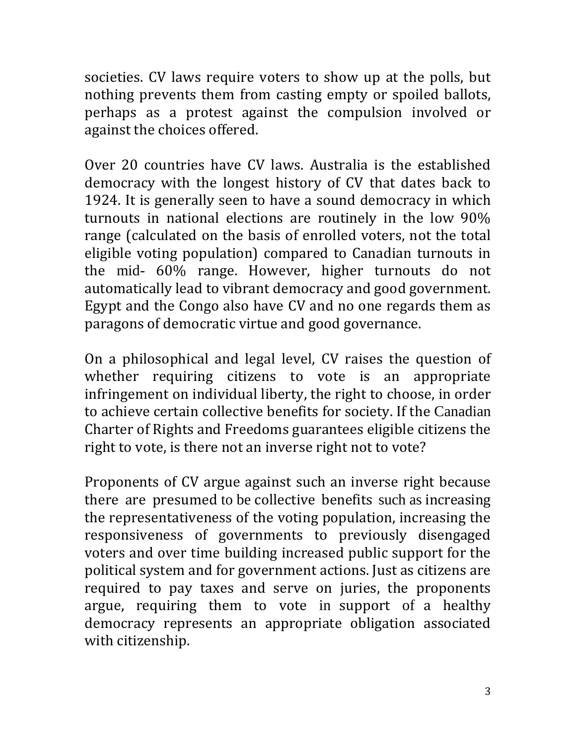societies. CV laws require voters to show up at the polls, but nothing prevents them from casting empty or spoiled ballots, perhaps as a protest against the compulsion involved or against the choices offered.

Over 20 countries have CV laws. Australia is the established democracy with the longest history of CV that dates back to 1924. It is generally seen to have a sound democracy in which turnouts in national elections are routinely in the low 90% range (calculated on the basis of enrolled voters, not the total eligible voting population) compared to Canadian turnouts in the mid- 60% range. However, higher turnouts do not automatically lead to vibrant democracy and good government. Egypt and the Congo also have CV and no one regards them as paragons of democratic virtue and good governance.

On a philosophical and legal level, CV raises the question of whether requiring citizens to vote is an appropriate infringement on individual liberty, the right to choose, in order to achieve certain collective benefits for society. If the Canadian Charter of Rights and Freedoms guarantees eligible citizens the right to vote, is there not an inverse right not to vote?

Proponents of CV argue against such an inverse right because there are presumed to be collective benefits such as increasing the representativeness of the voting population, increasing the responsiveness of governments to previously disengaged voters and over time building increased public support for the political system and for government actions. Just as citizens are required to pay taxes and serve on juries, the proponents argue, requiring them to vote in support of a healthy democracy represents an appropriate obligation associated with citizenship.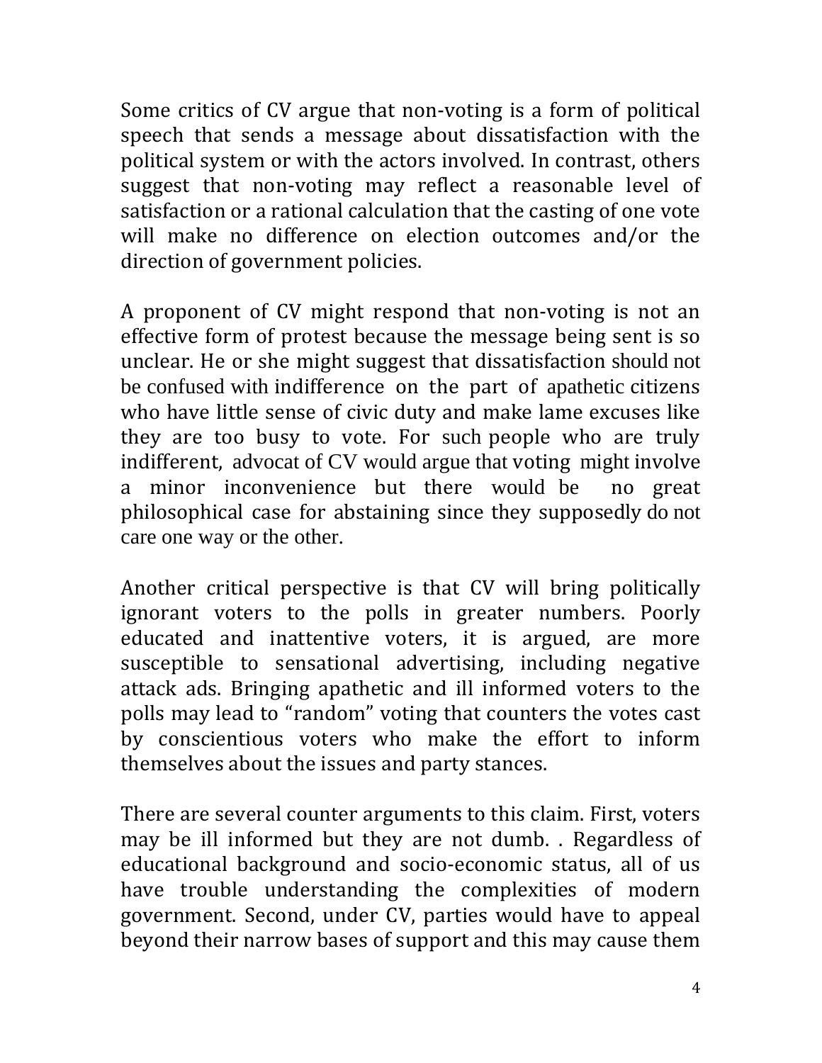Some critics of CV argue that non-voting is a form of political speech that sends a message about dissatisfaction with the political system or with the actors involved. In contrast, others suggest that non-voting may reflect a reasonable level of satisfaction or a rational calculation that the casting of one vote will make no difference on election outcomes and/or the direction of government policies.

A proponent of CV might respond that non-voting is not an effective form of protest because the message being sent is so unclear. He or she might suggest that dissatisfaction should not be confused with indifference on the part of apathetic citizens who have little sense of civic duty and make lame excuses like they are too busy to vote. For such people who are truly indifferent, advocat of CV would argue that voting might involve a minor inconvenience but there would be no great philosophical case for abstaining since they supposedly do not care one way or the other.

Another critical perspective is that CV will bring politically ignorant voters to the polls in greater numbers. Poorly educated and inattentive voters, it is argued, are more susceptible to sensational advertising, including negative attack ads. Bringing apathetic and ill informed voters to the polls may lead to "random" voting that counters the votes cast by conscientious voters who make the effort to inform themselves about the issues and party stances.

There are several counter arguments to this claim. First, voters may be ill informed but they are not dumb. . Regardless of educational background and socio-economic status, all of us have trouble understanding the complexities of modern government. Second, under CV, parties would have to appeal beyond their narrow bases of support and this may cause them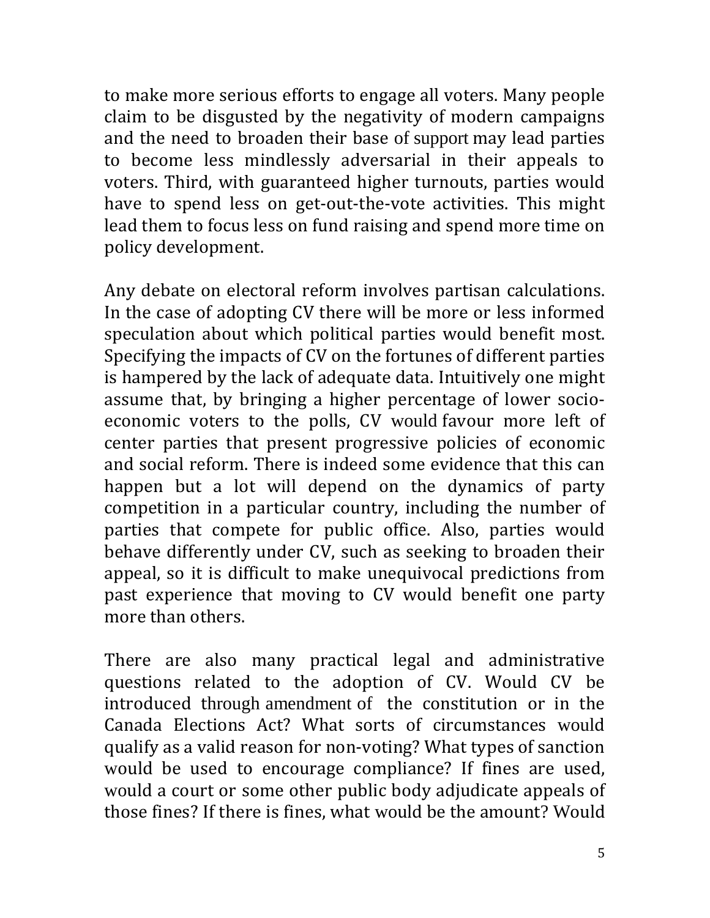to make more serious efforts to engage all voters. Many people claim to be disgusted by the negativity of modern campaigns and the need to broaden their base of support may lead parties to become less mindlessly adversarial in their appeals to voters. Third, with guaranteed higher turnouts, parties would have to spend less on get-out-the-vote activities. This might lead them to focus less on fund raising and spend more time on policy development.

Any debate on electoral reform involves partisan calculations. In the case of adopting CV there will be more or less informed speculation about which political parties would benefit most. Specifying the impacts of CV on the fortunes of different parties is hampered by the lack of adequate data. Intuitively one might assume that, by bringing a higher percentage of lower socio-economic voters to the polls, CV would favour more left of center parties that present progressive policies of economic and social reform. There is indeed some evidence that this can happen but a lot will depend on the dynamics of party competition in a particular country, including the number of parties that compete for public office. Also, parties would behave differently under CV, such as seeking to broaden their appeal, so it is difficult to make unequivocal predictions from past experience that moving to CV would benefit one party more than others.

There are also many practical legal and administrative questions related to the adoption of CV. Would CV be introduced through amendment of the constitution or in the Canada Elections Act? What sorts of circumstances would qualify as a valid reason for non-voting? What types of sanction would be used to encourage compliance? If fines are used, would a court or some other public body adjudicate appeals of those fines? If there is fines, what would be the amount? Would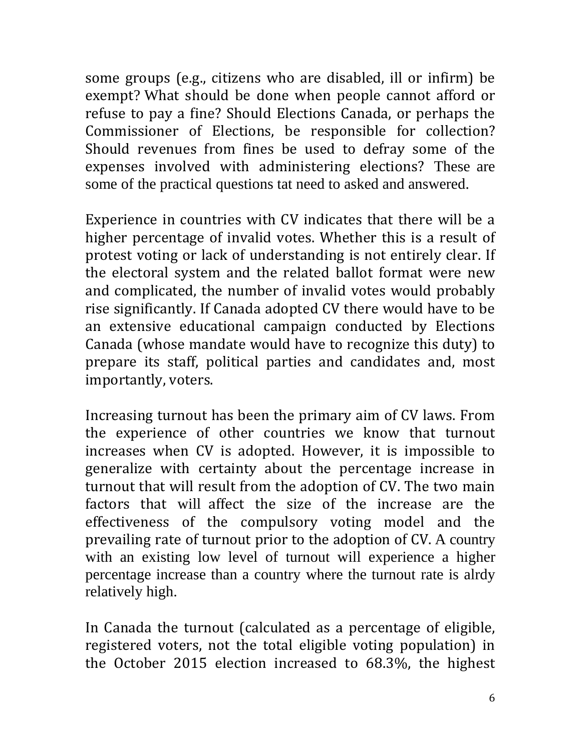some groups (e.g., citizens who are disabled, ill or infirm) be exempt? What should be done when people cannot afford or refuse to pay a fine? Should Elections Canada, or perhaps the Commissioner of Elections, be responsible for collection? Should revenues from fines be used to defray some of the expenses involved with administering elections? These are some of the practical questions tat need to asked and answered.

Experience in countries with CV indicates that there will be a higher percentage of invalid votes. Whether this is a result of protest voting or lack of understanding is not entirely clear. If the electoral system and the related ballot format were new and complicated, the number of invalid votes would probably rise significantly. If Canada adopted CV there would have to be an extensive educational campaign conducted by Elections Canada (whose mandate would have to recognize this duty) to prepare its staff, political parties and candidates and, most importantly, voters.

Increasing turnout has been the primary aim of CV laws. From the experience of other countries we know that turnout increases when CV is adopted. However, it is impossible to generalize with certainty about the percentage increase in turnout that will result from the adoption of CV. The two main factors that will affect the size of the increase are the effectiveness of the compulsory voting model and the prevailing rate of turnout prior to the adoption of CV. A country with an existing low level of turnout will experience a higher percentage increase than a country where the turnout rate is alrdy relatively high.

In Canada the turnout (calculated as a percentage of eligible, registered voters, not the total eligible voting population) in the October 2015 election increased to 68.3%, the highest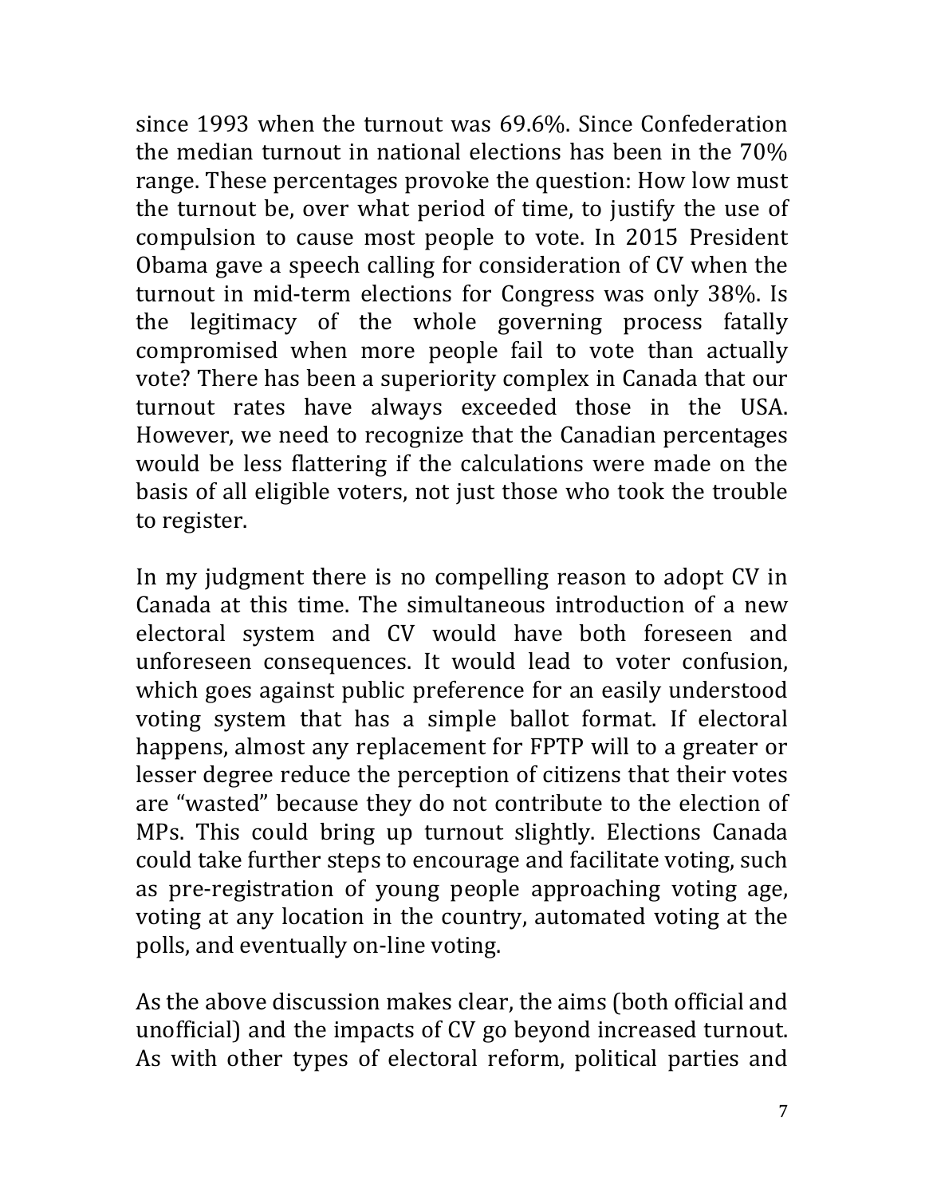since 1993 when the turnout was 69.6%. Since Confederation the median turnout in national elections has been in the 70% range. These percentages provoke the question: How low must the turnout be, over what period of time, to justify the use of compulsion to cause most people to vote. In 2015 President Obama gave a speech calling for consideration of CV when the turnout in mid-term elections for Congress was only 38%. Is the legitimacy of the whole governing process fatally compromised when more people fail to vote than actually vote? There has been a superiority complex in Canada that our turnout rates have always exceeded those in the USA. However, we need to recognize that the Canadian percentages would be less flattering if the calculations were made on the basis of all eligible voters, not just those who took the trouble to register.

In my judgment there is no compelling reason to adopt CV in Canada at this time. The simultaneous introduction of a new electoral system and CV would have both foreseen and unforeseen consequences. It would lead to voter confusion, which goes against public preference for an easily understood voting system that has a simple ballot format. If electoral happens, almost any replacement for FPTP will to a greater or lesser degree reduce the perception of citizens that their votes are "wasted" because they do not contribute to the election of MPs. This could bring up turnout slightly. Elections Canada could take further steps to encourage and facilitate voting, such as pre-registration of young people approaching voting age, voting at any location in the country, automated voting at the polls, and eventually on-line voting.

As the above discussion makes clear, the aims (both official and unofficial) and the impacts of CV go beyond increased turnout. As with other types of electoral reform, political parties and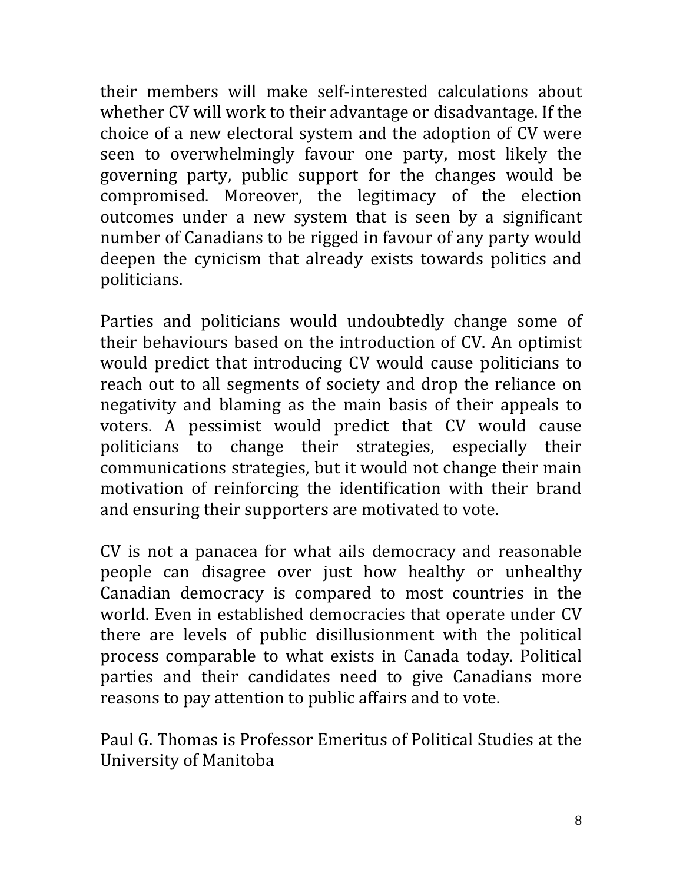their members will make self-interested calculations about whether CV will work to their advantage or disadvantage. If the choice of a new electoral system and the adoption of CV were seen to overwhelmingly favour one party, most likely the governing party, public support for the changes would be compromised. Moreover, the legitimacy of the election outcomes under a new system that is seen by a significant number of Canadians to be rigged in favour of any party would deepen the cynicism that already exists towards politics and politicians.

Parties and politicians would undoubtedly change some of their behaviours based on the introduction of CV. An optimist would predict that introducing CV would cause politicians to reach out to all segments of society and drop the reliance on negativity and blaming as the main basis of their appeals to voters. A pessimist would predict that CV would cause politicians to change their strategies, especially their communications strategies, but it would not change their main motivation of reinforcing the identification with their brand and ensuring their supporters are motivated to vote.

CV is not a panacea for what ails democracy and reasonable people can disagree over just how healthy or unhealthy Canadian democracy is compared to most countries in the world. Even in established democracies that operate under CV there are levels of public disillusionment with the political process comparable to what exists in Canada today. Political parties and their candidates need to give Canadians more reasons to pay attention to public affairs and to vote.

Paul G. Thomas is Professor Emeritus of Political Studies at the University of Manitoba